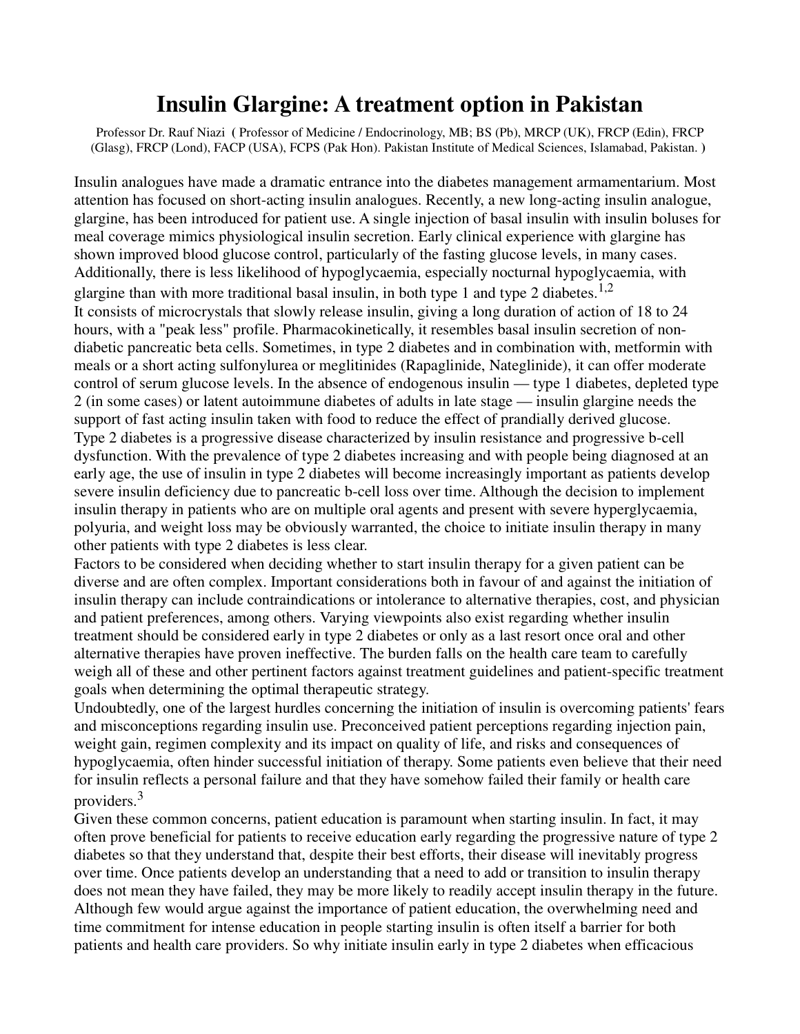# Insulin Glargine: A treatment option in Pakistan

Professor Dr. Rauf Niazi ( Professor of Medicine / Endocrinology, MB; BS (Pb), MRCP (UK), FRCP (Edin), FRCP (Glasg), FRCP (Lond), FACP (USA), FCPS (Pak Hon). Pakistan Institute of Medical Sciences, Islamabad, Pakistan. )

Insulin analogues have made a dramatic entrance into the diabetes management armamentarium. Most attention has focused on short-acting insulin analogues. Recently, a new long-acting insulin analogue, glargine, has been introduced for patient use. A single injection of basal insulin with insulin boluses for meal coverage mimics physiological insulin secretion. Early clinical experience with glargine has shown improved blood glucose control, particularly of the fasting glucose levels, in many cases. Additionally, there is less likelihood of hypoglycaemia, especially nocturnal hypoglycaemia, with glargine than with more traditional basal insulin, in both type 1 and type 2 diabetes.[1,2]

It consists of microcrystals that slowly release insulin, giving a long duration of action of 18 to 24 hours, with a "peak less" profile. Pharmacokinetically, it resembles basal insulin secretion of non-diabetic pancreatic beta cells. Sometimes, in type 2 diabetes and in combination with, metformin with meals or a short acting sulfonylurea or meglitinides (Rapaglinide, Nateglinide), it can offer moderate control of serum glucose levels. In the absence of endogenous insulin — type 1 diabetes, depleted type 2 (in some cases) or latent autoimmune diabetes of adults in late stage — insulin glargine needs the support of fast acting insulin taken with food to reduce the effect of prandially derived glucose.

Type 2 diabetes is a progressive disease characterized by insulin resistance and progressive b-cell dysfunction. With the prevalence of type 2 diabetes increasing and with people being diagnosed at an early age, the use of insulin in type 2 diabetes will become increasingly important as patients develop severe insulin deficiency due to pancreatic b-cell loss over time. Although the decision to implement insulin therapy in patients who are on multiple oral agents and present with severe hyperglycaemia, polyuria, and weight loss may be obviously warranted, the choice to initiate insulin therapy in many other patients with type 2 diabetes is less clear.

Factors to be considered when deciding whether to start insulin therapy for a given patient can be diverse and are often complex. Important considerations both in favour of and against the initiation of insulin therapy can include contraindications or intolerance to alternative therapies, cost, and physician and patient preferences, among others. Varying viewpoints also exist regarding whether insulin treatment should be considered early in type 2 diabetes or only as a last resort once oral and other alternative therapies have proven ineffective. The burden falls on the health care team to carefully weigh all of these and other pertinent factors against treatment guidelines and patient-specific treatment goals when determining the optimal therapeutic strategy.

Undoubtedly, one of the largest hurdles concerning the initiation of insulin is overcoming patients' fears and misconceptions regarding insulin use. Preconceived patient perceptions regarding injection pain, weight gain, regimen complexity and its impact on quality of life, and risks and consequences of hypoglycaemia, often hinder successful initiation of therapy. Some patients even believe that their need for insulin reflects a personal failure and that they have somehow failed their family or health care providers.[3]

Given these common concerns, patient education is paramount when starting insulin. In fact, it may often prove beneficial for patients to receive education early regarding the progressive nature of type 2 diabetes so that they understand that, despite their best efforts, their disease will inevitably progress over time. Once patients develop an understanding that a need to add or transition to insulin therapy does not mean they have failed, they may be more likely to readily accept insulin therapy in the future. Although few would argue against the importance of patient education, the overwhelming need and time commitment for intense education in people starting insulin is often itself a barrier for both patients and health care providers. So why initiate insulin early in type 2 diabetes when efficacious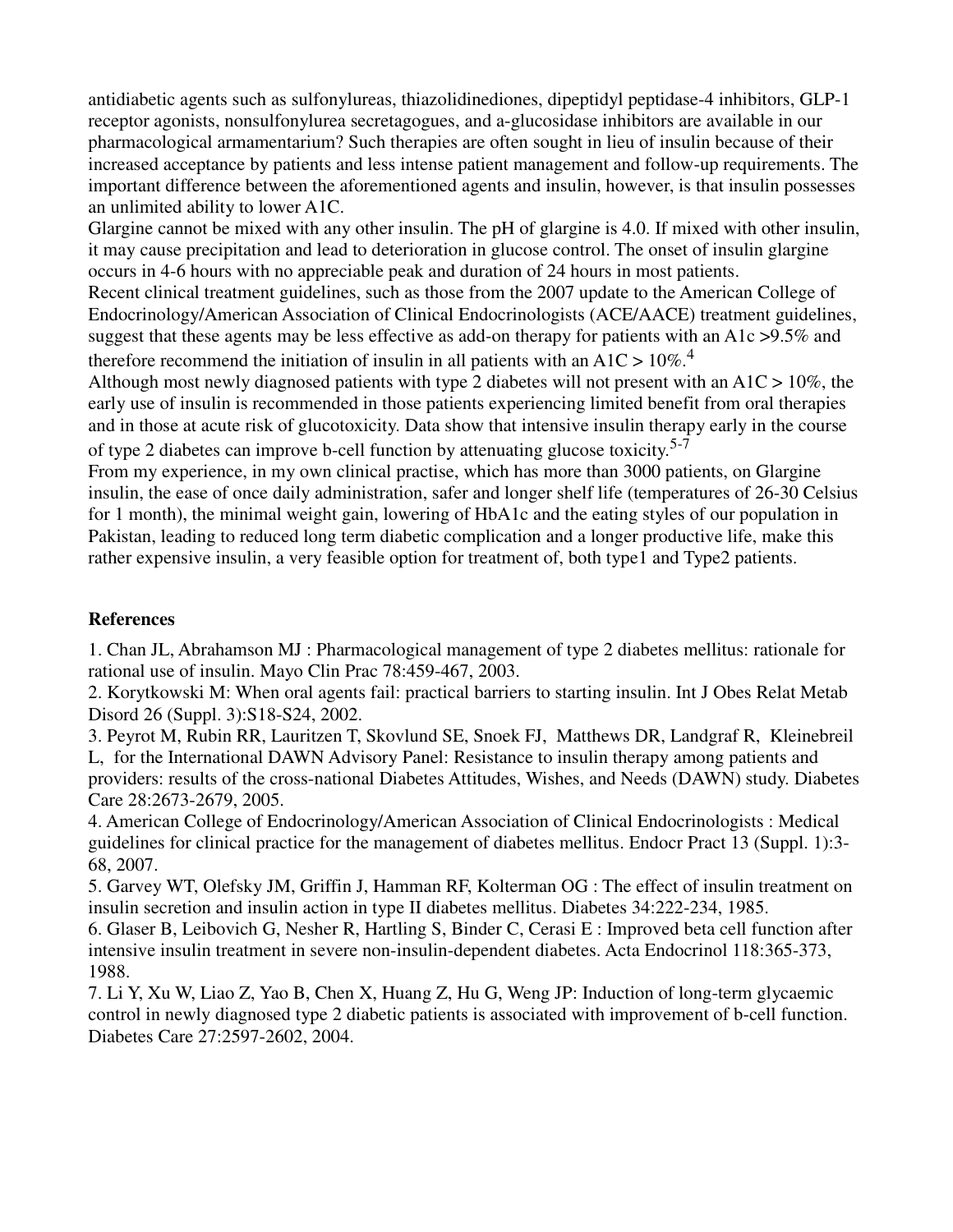antidiabetic agents such as sulfonylureas, thiazolidinediones, dipeptidyl peptidase-4 inhibitors, GLP-1 receptor agonists, nonsulfonylurea secretagogues, and a-glucosidase inhibitors are available in our pharmacological armamentarium? Such therapies are often sought in lieu of insulin because of their increased acceptance by patients and less intense patient management and follow-up requirements. The important difference between the aforementioned agents and insulin, however, is that insulin possesses an unlimited ability to lower A1C.

Glargine cannot be mixed with any other insulin. The pH of glargine is 4.0. If mixed with other insulin, it may cause precipitation and lead to deterioration in glucose control. The onset of insulin glargine occurs in 4-6 hours with no appreciable peak and duration of 24 hours in most patients.

Recent clinical treatment guidelines, such as those from the 2007 update to the American College of Endocrinology/American Association of Clinical Endocrinologists (ACE/AACE) treatment guidelines, suggest that these agents may be less effective as add-on therapy for patients with an A1c >9.5% and therefore recommend the initiation of insulin in all patients with an A1C > 10%.[4]

Although most newly diagnosed patients with type 2 diabetes will not present with an A1C > 10%, the early use of insulin is recommended in those patients experiencing limited benefit from oral therapies and in those at acute risk of glucotoxicity. Data show that intensive insulin therapy early in the course of type 2 diabetes can improve b-cell function by attenuating glucose toxicity.[5-7]

From my experience, in my own clinical practise, which has more than 3000 patients, on Glargine insulin, the ease of once daily administration, safer and longer shelf life (temperatures of 26-30 Celsius for 1 month), the minimal weight gain, lowering of HbA1c and the eating styles of our population in Pakistan, leading to reduced long term diabetic complication and a longer productive life, make this rather expensive insulin, a very feasible option for treatment of, both type1 and Type2 patients.

**References**

1. Chan JL, Abrahamson MJ : Pharmacological management of type 2 diabetes mellitus: rationale for rational use of insulin. Mayo Clin Prac 78:459-467, 2003.
2. Korytkowski M: When oral agents fail: practical barriers to starting insulin. Int J Obes Relat Metab Disord 26 (Suppl. 3):S18-S24, 2002.
3. Peyrot M, Rubin RR, Lauritzen T, Skovlund SE, Snoek FJ, Matthews DR, Landgraf R, Kleinebreil L, for the International DAWN Advisory Panel: Resistance to insulin therapy among patients and providers: results of the cross-national Diabetes Attitudes, Wishes, and Needs (DAWN) study. Diabetes Care 28:2673-2679, 2005.
4. American College of Endocrinology/American Association of Clinical Endocrinologists : Medical guidelines for clinical practice for the management of diabetes mellitus. Endocr Pract 13 (Suppl. 1):3-68, 2007.
5. Garvey WT, Olefsky JM, Griffin J, Hamman RF, Kolterman OG : The effect of insulin treatment on insulin secretion and insulin action in type II diabetes mellitus. Diabetes 34:222-234, 1985.
6. Glaser B, Leibovich G, Nesher R, Hartling S, Binder C, Cerasi E : Improved beta cell function after intensive insulin treatment in severe non-insulin-dependent diabetes. Acta Endocrinol 118:365-373, 1988.
7. Li Y, Xu W, Liao Z, Yao B, Chen X, Huang Z, Hu G, Weng JP: Induction of long-term glycaemic control in newly diagnosed type 2 diabetic patients is associated with improvement of b-cell function. Diabetes Care 27:2597-2602, 2004.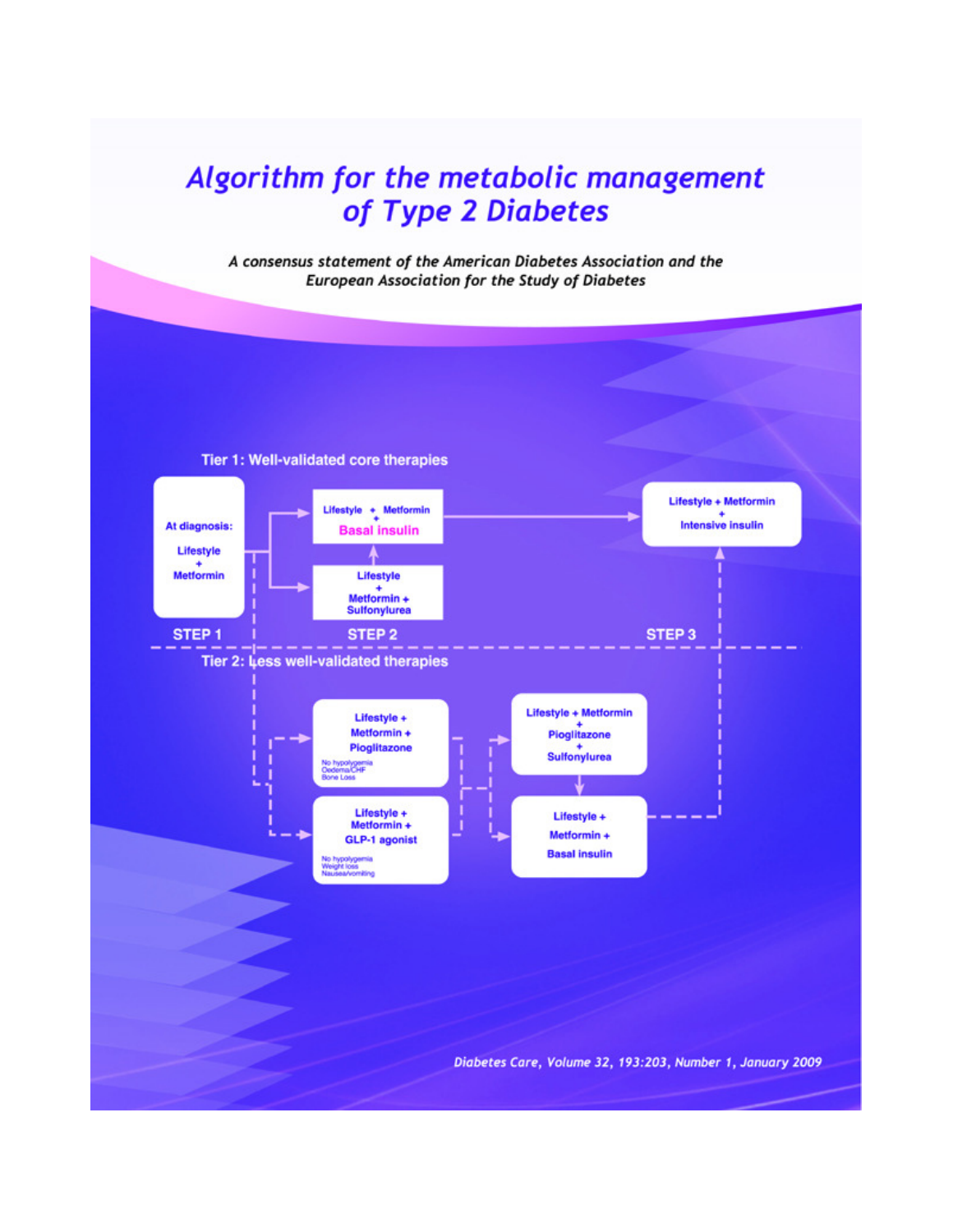# Algorithm for the metabolic management of Type 2 Diabetes

*A consensus statement of the American Diabetes Association and the European Association for the Study of Diabetes*

Tier 1: Well-validated core therapies

At diagnosis:

Lifestyle
+
Metformin

Lifestyle + Metformin
+
Basal insulin

Lifestyle
+
Metformin +
Sulfonylurea

Lifestyle + Metformin
+
Intensive insulin

STEP 1

STEP 2

STEP 3

Tier 2: Less well-validated therapies

Lifestyle +
Metformin +
Pioglitazone

No hypoglycemia
Oedema/CHF
Bone Loss

Lifestyle +
Metformin +
GLP-1 agonist

No hypoglycemia
Weight loss
Nausea/vomiting

Lifestyle + Metformin
+
Pioglitazone
+
Sulfonylurea

Lifestyle +
Metformin +
Basal insulin

*Diabetes Care, Volume 32, 193:203, Number 1, January 2009*